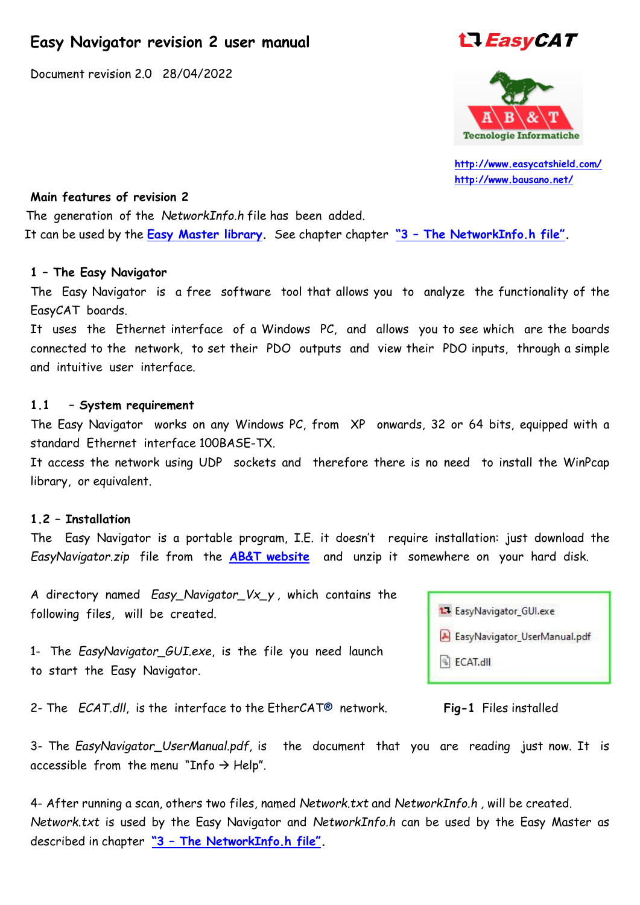# Easy Navigator revision 2 user manual

Document revision 2.0 28/04/2022

EasyCAT

A B & T Tecnologie Informatiche

http://www.easycatshield.com/
http://www.bausano.net/

**Main features of revision 2**

The generation of the *NetworkInfo.h* file has been added.
It can be used by the **Easy Master library**. See chapter chapter **"3 – The NetworkInfo.h file"**.

## 1 – The Easy Navigator

The Easy Navigator is a free software tool that allows you to analyze the functionality of the EasyCAT boards.
It uses the Ethernet interface of a Windows PC, and allows you to see which are the boards connected to the network, to set their PDO outputs and view their PDO inputs, through a simple and intuitive user interface.

### 1.1 – System requirement

The Easy Navigator works on any Windows PC, from XP onwards, 32 or 64 bits, equipped with a standard Ethernet interface 100BASE-TX.
It access the network using UDP sockets and therefore there is no need to install the WinPcap library, or equivalent.

### 1.2 – Installation

The Easy Navigator is a portable program, I.E. it doesn't require installation: just download the *EasyNavigator.zip* file from the **AB&T website** and unzip it somewhere on your hard disk.

A directory named *Easy_Navigator_Vx_y*, which contains the following files, will be created.

EasyNavigator_GUI.exe
EasyNavigator_UserManual.pdf
ECAT.dll

**Fig-1** Files installed

1- The *EasyNavigator_GUI.exe*, is the file you need launch to start the Easy Navigator.

2- The *ECAT.dll*, is the interface to the EtherCAT® network.

3- The *EasyNavigator_UserManual.pdf*, is the document that you are reading just now. It is accessible from the menu "Info → Help".

4- After running a scan, others two files, named *Network.txt* and *NetworkInfo.h*, will be created.
*Network.txt* is used by the Easy Navigator and *NetworkInfo.h* can be used by the Easy Master as described in chapter **"3 – The NetworkInfo.h file"**.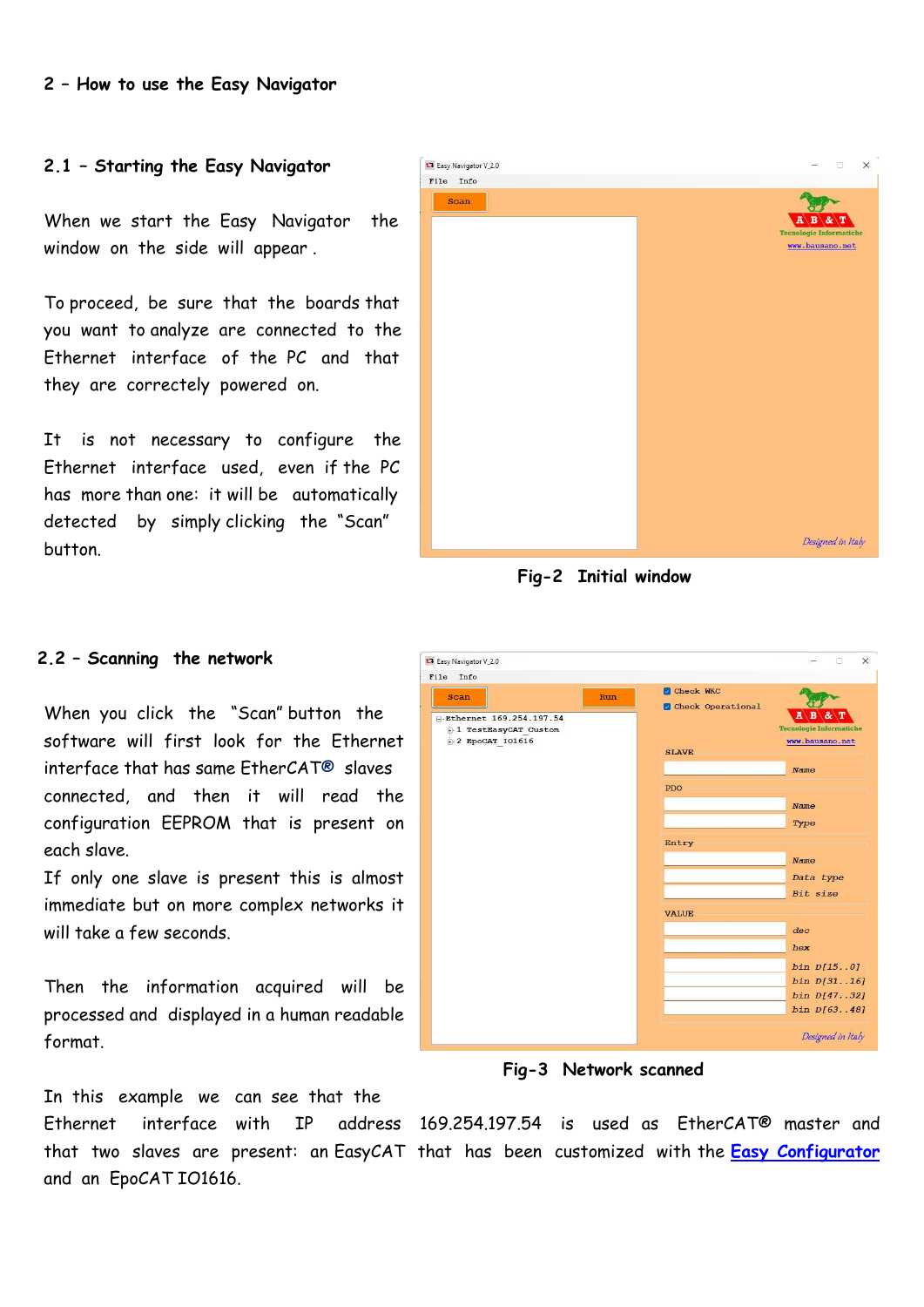# 2 - How to use the Easy Navigator

## 2.1 - Starting the Easy Navigator

When we start the Easy Navigator the window on the side will appear .

To proceed, be sure that the boards that you want to analyze are connected to the Ethernet interface of the PC and that they are correctely powered on.

It is not necessary to configure the Ethernet interface used, even if the PC has more than one: it will be automatically detected by simply clicking the "Scan" button.

Fig-2 Initial window

## 2.2 - Scanning the network

When you click the "Scan" button the software will first look for the Ethernet interface that has same EtherCAT® slaves connected, and then it will read the configuration EEPROM that is present on each slave.

If only one slave is present this is almost immediate but on more complex networks it will take a few seconds.

Then the information acquired will be processed and displayed in a human readable format.

Fig-3 Network scanned

In this example we can see that the Ethernet interface with IP address 169.254.197.54 is used as EtherCAT® master and that two slaves are present: an EasyCAT that has been customized with the **Easy Configurator** and an EpoCAT IO1616.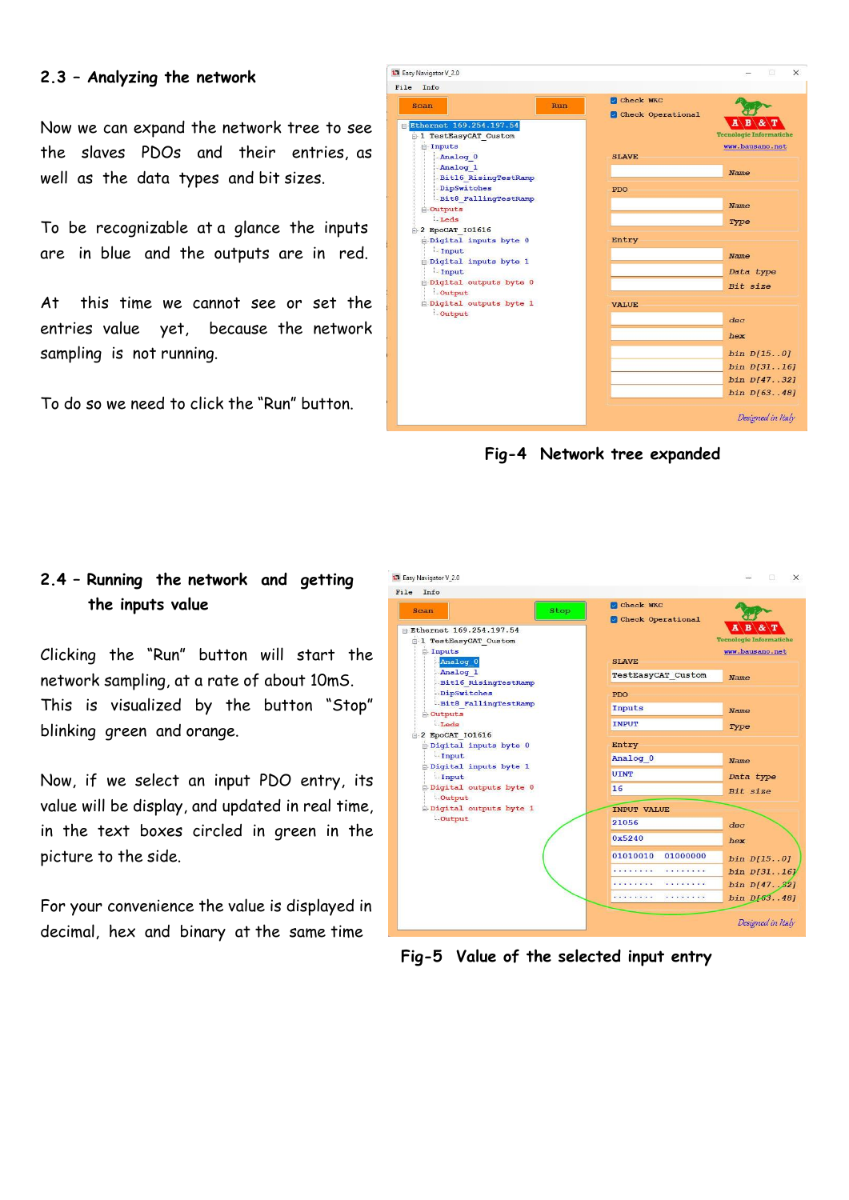## 2.3 – Analyzing the network

Now we can expand the network tree to see the slaves PDOs and their entries, as well as the data types and bit sizes.

To be recognizable at a glance the inputs are in blue and the outputs are in red.

At this time we cannot see or set the entries value yet, because the network sampling is not running.

To do so we need to click the "Run" button.

Fig-4 Network tree expanded

## 2.4 – Running the network and getting the inputs value

Clicking the "Run" button will start the network sampling, at a rate of about 10mS. This is visualized by the button "Stop" blinking green and orange.

Now, if we select an input PDO entry, its value will be display, and updated in real time, in the text boxes circled in green in the picture to the side.

For your convenience the value is displayed in decimal, hex and binary at the same time

Fig-5 Value of the selected input entry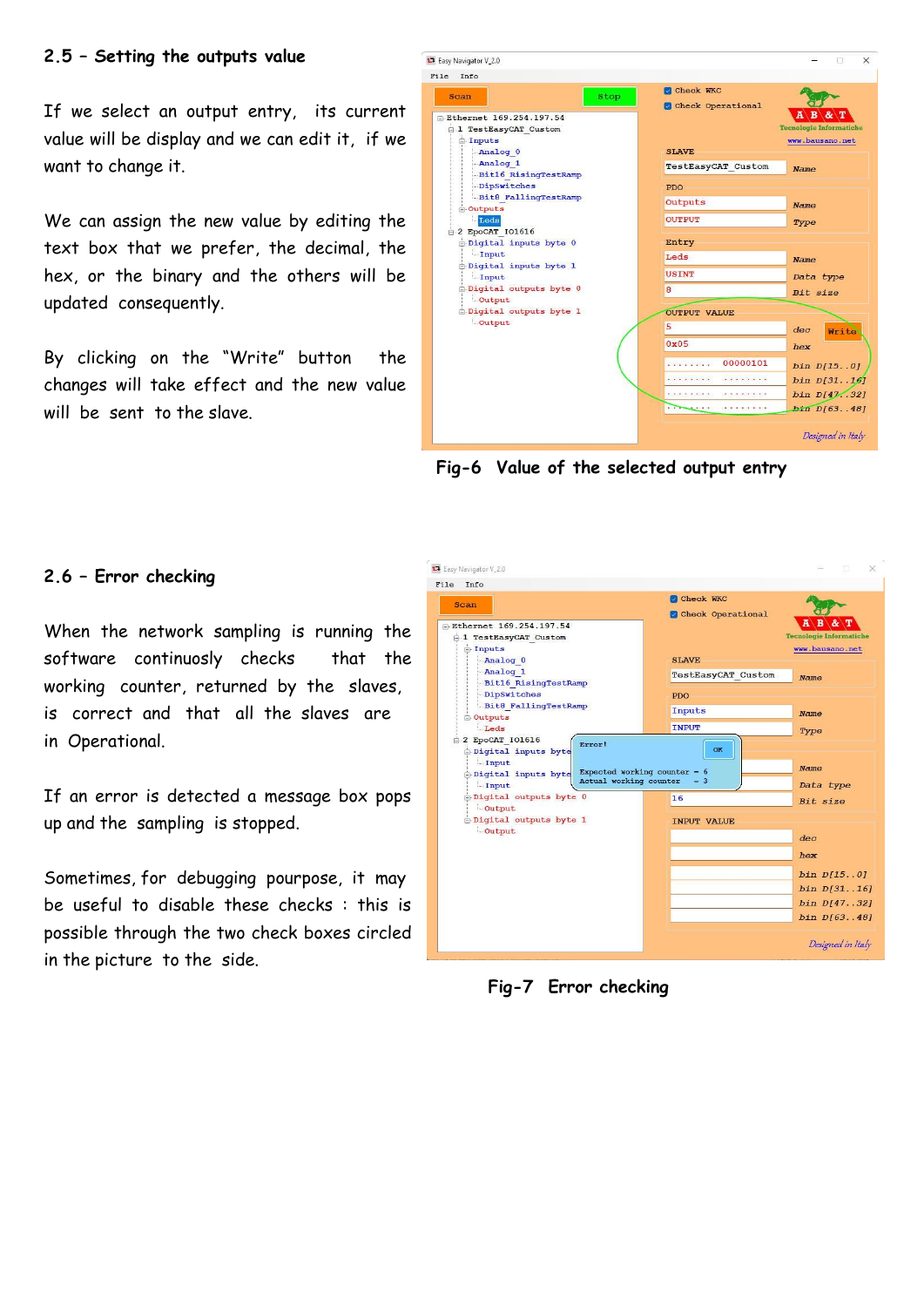## 2.5 – Setting the outputs value

If we select an output entry, its current value will be display and we can edit it, if we want to change it.

We can assign the new value by editing the text box that we prefer, the decimal, the hex, or the binary and the others will be updated consequently.

By clicking on the "Write" button the changes will take effect and the new value will be sent to the slave.

Fig-6 Value of the selected output entry

## 2.6 – Error checking

When the network sampling is running the software continuosly checks that the working counter, returned by the slaves, is correct and that all the slaves are in Operational.

If an error is detected a message box pops up and the sampling is stopped.

Sometimes, for debugging pourpose, it may be useful to disable these checks : this is possible through the two check boxes circled in the picture to the side.

Fig-7 Error checking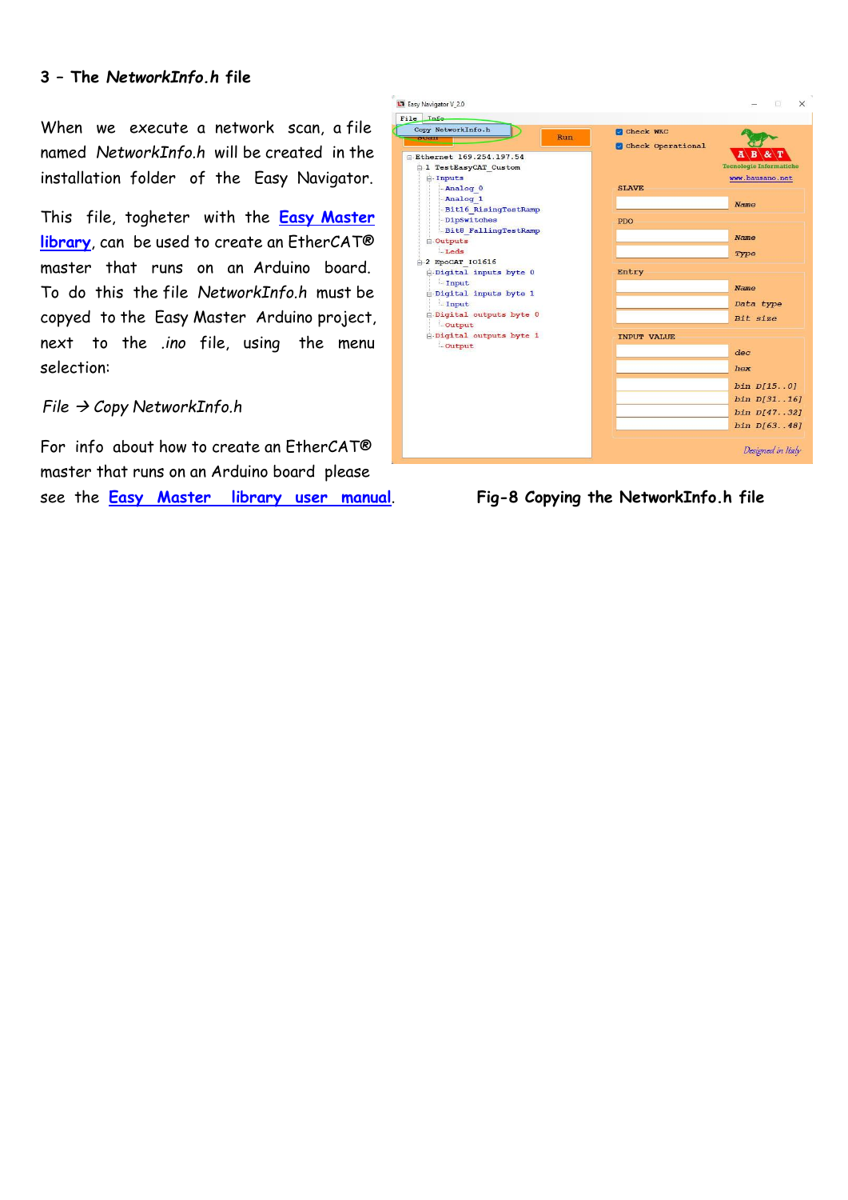### 3 – The *NetworkInfo.h* file

When we execute a network scan, a file named *NetworkInfo.h* will be created in the installation folder of the Easy Navigator.

This file, togheter with the **Easy Master library**, can be used to create an EtherCAT® master that runs on an Arduino board. To do this the file *NetworkInfo.h* must be copyed to the Easy Master Arduino project, next to the *.ino* file, using the menu selection:

*File → Copy NetworkInfo.h*

For info about how to create an EtherCAT® master that runs on an Arduino board please see the **Easy Master library user manual**.

**Fig-8 Copying the NetworkInfo.h file**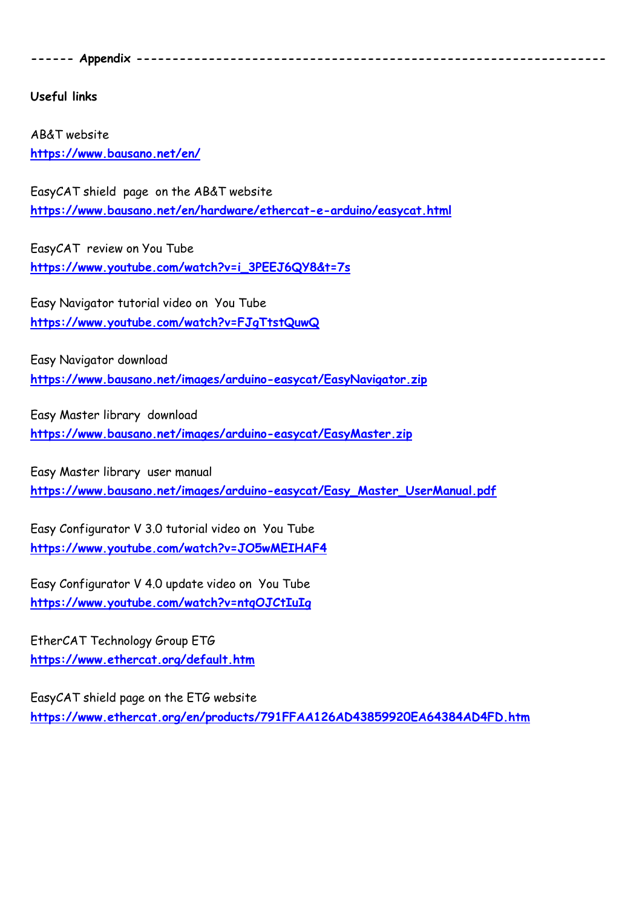------ **Appendix** ------------------------------------------------------------------

**Useful links**

AB&T website
**https://www.bausano.net/en/**

EasyCAT shield page on the AB&T website
**https://www.bausano.net/en/hardware/ethercat-e-arduino/easycat.html**

EasyCAT review on You Tube
**https://www.youtube.com/watch?v=i_3PEEJ6QY8&t=7s**

Easy Navigator tutorial video on You Tube
**https://www.youtube.com/watch?v=FJgTtstQuwQ**

Easy Navigator download
**https://www.bausano.net/images/arduino-easycat/EasyNavigator.zip**

Easy Master library download
**https://www.bausano.net/images/arduino-easycat/EasyMaster.zip**

Easy Master library user manual
**https://www.bausano.net/images/arduino-easycat/Easy_Master_UserManual.pdf**

Easy Configurator V 3.0 tutorial video on You Tube
**https://www.youtube.com/watch?v=JO5wMEIHAF4**

Easy Configurator V 4.0 update video on You Tube
**https://www.youtube.com/watch?v=ntqOJCtIuIg**

EtherCAT Technology Group ETG
**https://www.ethercat.org/default.htm**

EasyCAT shield page on the ETG website
**https://www.ethercat.org/en/products/791FFAA126AD43859920EA64384AD4FD.htm**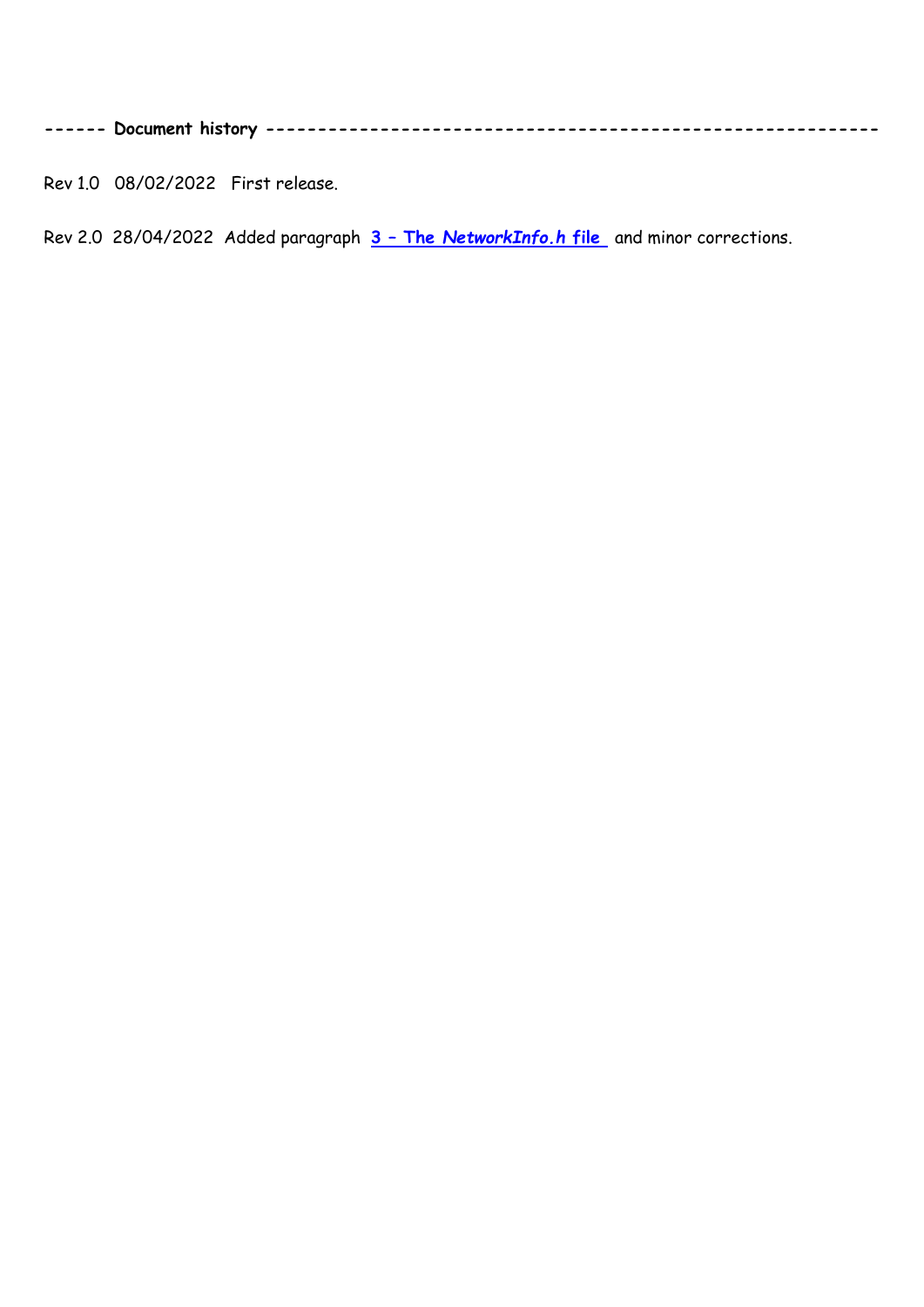------ **Document history** ------------------------------------------------------------

Rev 1.0 08/02/2022 First release.

Rev 2.0 28/04/2022 Added paragraph **3 – The *NetworkInfo.h* file** and minor corrections.